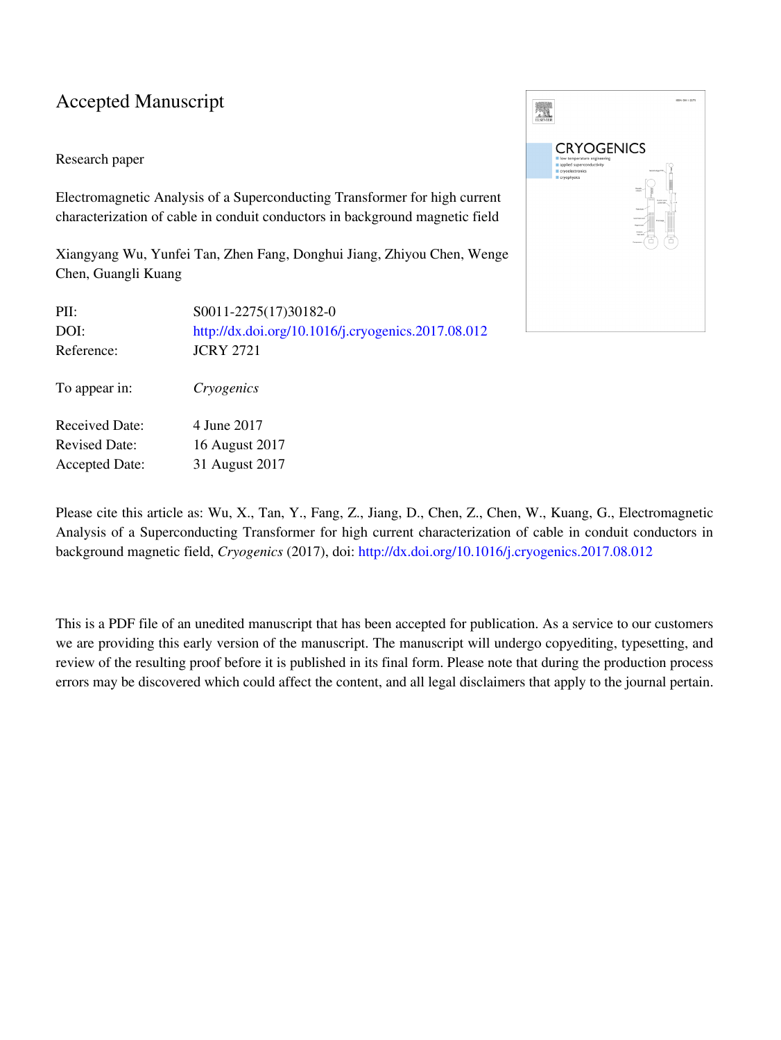# Accepted Manuscript

Research paper

Electromagnetic Analysis of a Superconducting Transformer for high current characterization of cable in conduit conductors in background magnetic field

Xiangyang Wu, Yunfei Tan, Zhen Fang, Donghui Jiang, Zhiyou Chen, Wenge Chen, Guangli Kuang

| | |
|---|---|
| PII: | S0011-2275(17)30182-0 |
| DOI: | http://dx.doi.org/10.1016/j.cryogenics.2017.08.012 |
| Reference: | JCRY 2721 |
| To appear in: | *Cryogenics* |
| Received Date: | 4 June 2017 |
| Revised Date: | 16 August 2017 |
| Accepted Date: | 31 August 2017 |

Please cite this article as: Wu, X., Tan, Y., Fang, Z., Jiang, D., Chen, Z., Chen, W., Kuang, G., Electromagnetic Analysis of a Superconducting Transformer for high current characterization of cable in conduit conductors in background magnetic field, *Cryogenics* (2017), doi: http://dx.doi.org/10.1016/j.cryogenics.2017.08.012

This is a PDF file of an unedited manuscript that has been accepted for publication. As a service to our customers we are providing this early version of the manuscript. The manuscript will undergo copyediting, typesetting, and review of the resulting proof before it is published in its final form. Please note that during the production process errors may be discovered which could affect the content, and all legal disclaimers that apply to the journal pertain.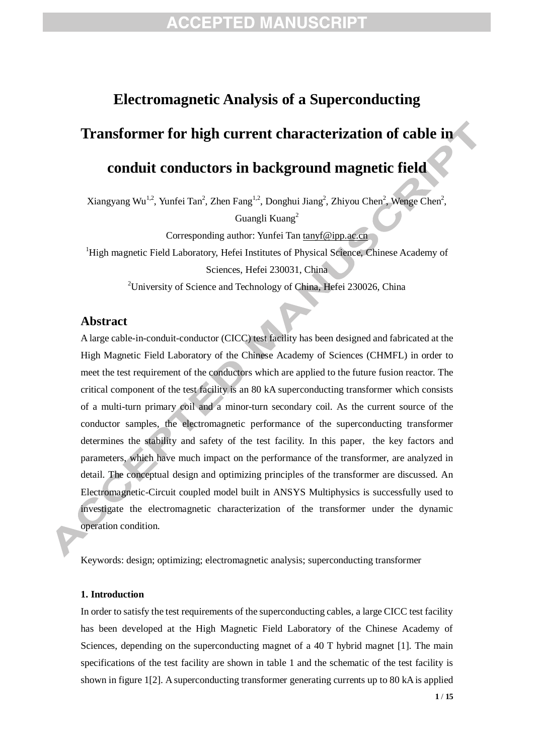# Electromagnetic Analysis of a Superconducting Transformer for high current characterization of cable in conduit conductors in background magnetic field

Xiangyang Wu[1,2], Yunfei Tan[2], Zhen Fang[1,2], Donghui Jiang[2], Zhiyou Chen[2], Wenge Chen[2], Guangli Kuang[2]

Corresponding author: Yunfei Tan tanyf@ipp.ac.cn

[1]High magnetic Field Laboratory, Hefei Institutes of Physical Science, Chinese Academy of Sciences, Hefei 230031, China

[2]University of Science and Technology of China, Hefei 230026, China

## Abstract

A large cable-in-conduit-conductor (CICC) test facility has been designed and fabricated at the High Magnetic Field Laboratory of the Chinese Academy of Sciences (CHMFL) in order to meet the test requirement of the conductors which are applied to the future fusion reactor. The critical component of the test facility is an 80 kA superconducting transformer which consists of a multi-turn primary coil and a minor-turn secondary coil. As the current source of the conductor samples, the electromagnetic performance of the superconducting transformer determines the stability and safety of the test facility. In this paper, the key factors and parameters, which have much impact on the performance of the transformer, are analyzed in detail. The conceptual design and optimizing principles of the transformer are discussed. An Electromagnetic-Circuit coupled model built in ANSYS Multiphysics is successfully used to investigate the electromagnetic characterization of the transformer under the dynamic operation condition.

Keywords: design; optimizing; electromagnetic analysis; superconducting transformer

### 1. Introduction

In order to satisfy the test requirements of the superconducting cables, a large CICC test facility has been developed at the High Magnetic Field Laboratory of the Chinese Academy of Sciences, depending on the superconducting magnet of a 40 T hybrid magnet [1]. The main specifications of the test facility are shown in table 1 and the schematic of the test facility is shown in figure 1[2]. A superconducting transformer generating currents up to 80 kA is applied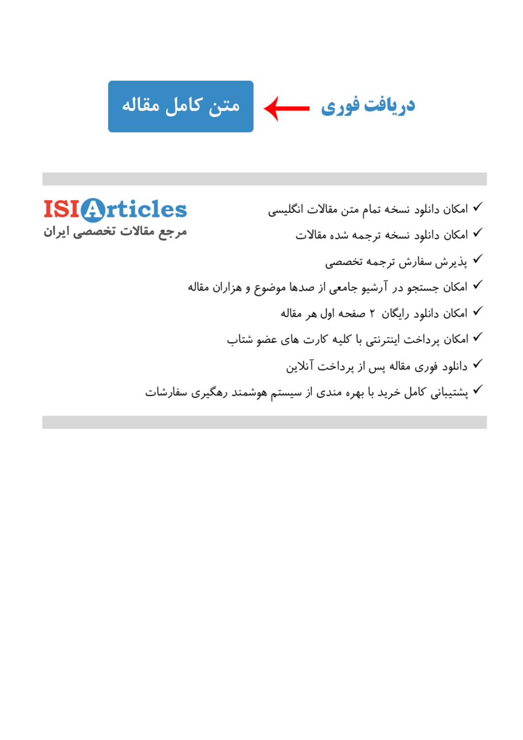دریافت فوری ← متن کامل مقاله

ISIArticles
مرجع مقالات تخصصی ایران

- ✓ امکان دانلود نسخه تمام متن مقالات انگلیسی
- ✓ امکان دانلود نسخه ترجمه شده مقالات
- ✓ پذیرش سفارش ترجمه تخصصی
- ✓ امکان جستجو در آرشیو جامعی از صدها موضوع و هزاران مقاله
- ✓ امکان دانلود رایگان ۲ صفحه اول هر مقاله
- ✓ امکان پرداخت اینترنتی با کلیه کارت های عضو شتاب
- ✓ دانلود فوری مقاله پس از پرداخت آنلاین
- ✓ پشتیبانی کامل خرید با بهره مندی از سیستم هوشمند رهگیری سفارشات